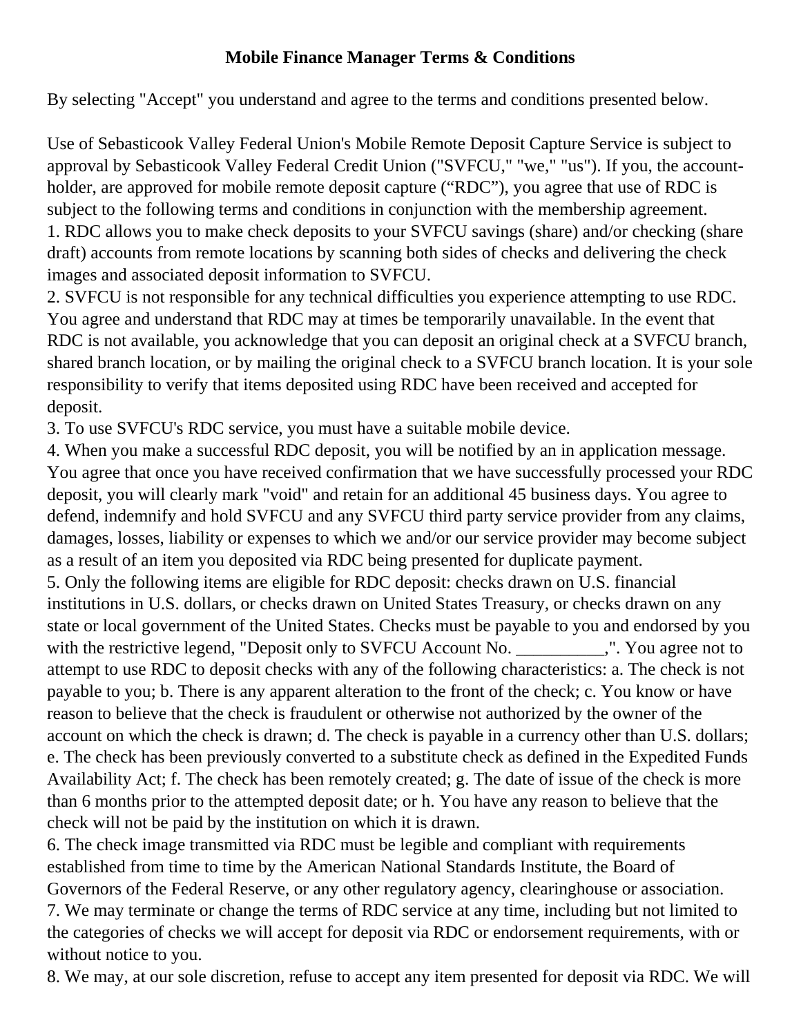# Mobile Finance Manager Terms & Conditions

By selecting "Accept" you understand and agree to the terms and conditions presented below.

Use of Sebasticook Valley Federal Union's Mobile Remote Deposit Capture Service is subject to approval by Sebasticook Valley Federal Credit Union ("SVFCU," "we," "us"). If you, the account-holder, are approved for mobile remote deposit capture ("RDC"), you agree that use of RDC is subject to the following terms and conditions in conjunction with the membership agreement.

1. RDC allows you to make check deposits to your SVFCU savings (share) and/or checking (share draft) accounts from remote locations by scanning both sides of checks and delivering the check images and associated deposit information to SVFCU.
2. SVFCU is not responsible for any technical difficulties you experience attempting to use RDC. You agree and understand that RDC may at times be temporarily unavailable. In the event that RDC is not available, you acknowledge that you can deposit an original check at a SVFCU branch, shared branch location, or by mailing the original check to a SVFCU branch location. It is your sole responsibility to verify that items deposited using RDC have been received and accepted for deposit.
3. To use SVFCU's RDC service, you must have a suitable mobile device.
4. When you make a successful RDC deposit, you will be notified by an in application message. You agree that once you have received confirmation that we have successfully processed your RDC deposit, you will clearly mark "void" and retain for an additional 45 business days. You agree to defend, indemnify and hold SVFCU and any SVFCU third party service provider from any claims, damages, losses, liability or expenses to which we and/or our service provider may become subject as a result of an item you deposited via RDC being presented for duplicate payment.
5. Only the following items are eligible for RDC deposit: checks drawn on U.S. financial institutions in U.S. dollars, or checks drawn on United States Treasury, or checks drawn on any state or local government of the United States. Checks must be payable to you and endorsed by you with the restrictive legend, "Deposit only to SVFCU Account No. __________,". You agree not to attempt to use RDC to deposit checks with any of the following characteristics: a. The check is not payable to you; b. There is any apparent alteration to the front of the check; c. You know or have reason to believe that the check is fraudulent or otherwise not authorized by the owner of the account on which the check is drawn; d. The check is payable in a currency other than U.S. dollars; e. The check has been previously converted to a substitute check as defined in the Expedited Funds Availability Act; f. The check has been remotely created; g. The date of issue of the check is more than 6 months prior to the attempted deposit date; or h. You have any reason to believe that the check will not be paid by the institution on which it is drawn.
6. The check image transmitted via RDC must be legible and compliant with requirements established from time to time by the American National Standards Institute, the Board of Governors of the Federal Reserve, or any other regulatory agency, clearinghouse or association.
7. We may terminate or change the terms of RDC service at any time, including but not limited to the categories of checks we will accept for deposit via RDC or endorsement requirements, with or without notice to you.
8. We may, at our sole discretion, refuse to accept any item presented for deposit via RDC. We will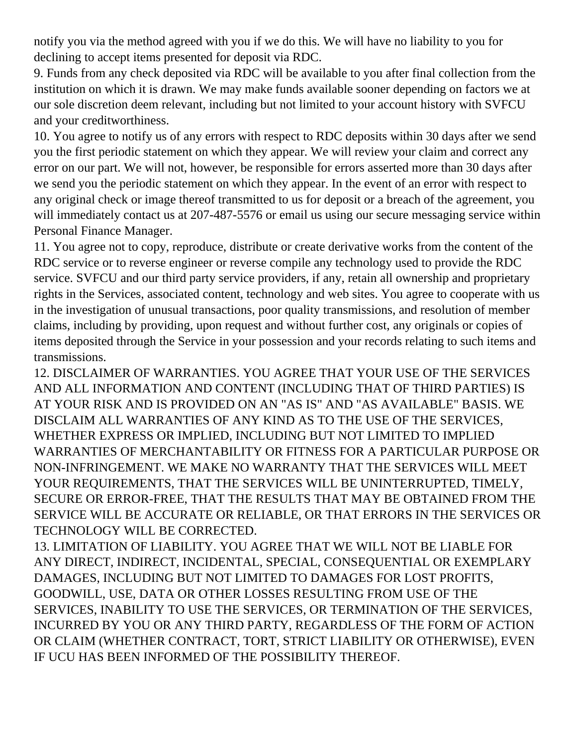notify you via the method agreed with you if we do this. We will have no liability to you for declining to accept items presented for deposit via RDC.

9. Funds from any check deposited via RDC will be available to you after final collection from the institution on which it is drawn. We may make funds available sooner depending on factors we at our sole discretion deem relevant, including but not limited to your account history with SVFCU and your creditworthiness.

10. You agree to notify us of any errors with respect to RDC deposits within 30 days after we send you the first periodic statement on which they appear. We will review your claim and correct any error on our part. We will not, however, be responsible for errors asserted more than 30 days after we send you the periodic statement on which they appear. In the event of an error with respect to any original check or image thereof transmitted to us for deposit or a breach of the agreement, you will immediately contact us at 207-487-5576 or email us using our secure messaging service within Personal Finance Manager.

11. You agree not to copy, reproduce, distribute or create derivative works from the content of the RDC service or to reverse engineer or reverse compile any technology used to provide the RDC service. SVFCU and our third party service providers, if any, retain all ownership and proprietary rights in the Services, associated content, technology and web sites. You agree to cooperate with us in the investigation of unusual transactions, poor quality transmissions, and resolution of member claims, including by providing, upon request and without further cost, any originals or copies of items deposited through the Service in your possession and your records relating to such items and transmissions.

12. DISCLAIMER OF WARRANTIES. YOU AGREE THAT YOUR USE OF THE SERVICES AND ALL INFORMATION AND CONTENT (INCLUDING THAT OF THIRD PARTIES) IS AT YOUR RISK AND IS PROVIDED ON AN "AS IS" AND "AS AVAILABLE" BASIS. WE DISCLAIM ALL WARRANTIES OF ANY KIND AS TO THE USE OF THE SERVICES, WHETHER EXPRESS OR IMPLIED, INCLUDING BUT NOT LIMITED TO IMPLIED WARRANTIES OF MERCHANTABILITY OR FITNESS FOR A PARTICULAR PURPOSE OR NON-INFRINGEMENT. WE MAKE NO WARRANTY THAT THE SERVICES WILL MEET YOUR REQUIREMENTS, THAT THE SERVICES WILL BE UNINTERRUPTED, TIMELY, SECURE OR ERROR-FREE, THAT THE RESULTS THAT MAY BE OBTAINED FROM THE SERVICE WILL BE ACCURATE OR RELIABLE, OR THAT ERRORS IN THE SERVICES OR TECHNOLOGY WILL BE CORRECTED.

13. LIMITATION OF LIABILITY. YOU AGREE THAT WE WILL NOT BE LIABLE FOR ANY DIRECT, INDIRECT, INCIDENTAL, SPECIAL, CONSEQUENTIAL OR EXEMPLARY DAMAGES, INCLUDING BUT NOT LIMITED TO DAMAGES FOR LOST PROFITS, GOODWILL, USE, DATA OR OTHER LOSSES RESULTING FROM USE OF THE SERVICES, INABILITY TO USE THE SERVICES, OR TERMINATION OF THE SERVICES, INCURRED BY YOU OR ANY THIRD PARTY, REGARDLESS OF THE FORM OF ACTION OR CLAIM (WHETHER CONTRACT, TORT, STRICT LIABILITY OR OTHERWISE), EVEN IF UCU HAS BEEN INFORMED OF THE POSSIBILITY THEREOF.